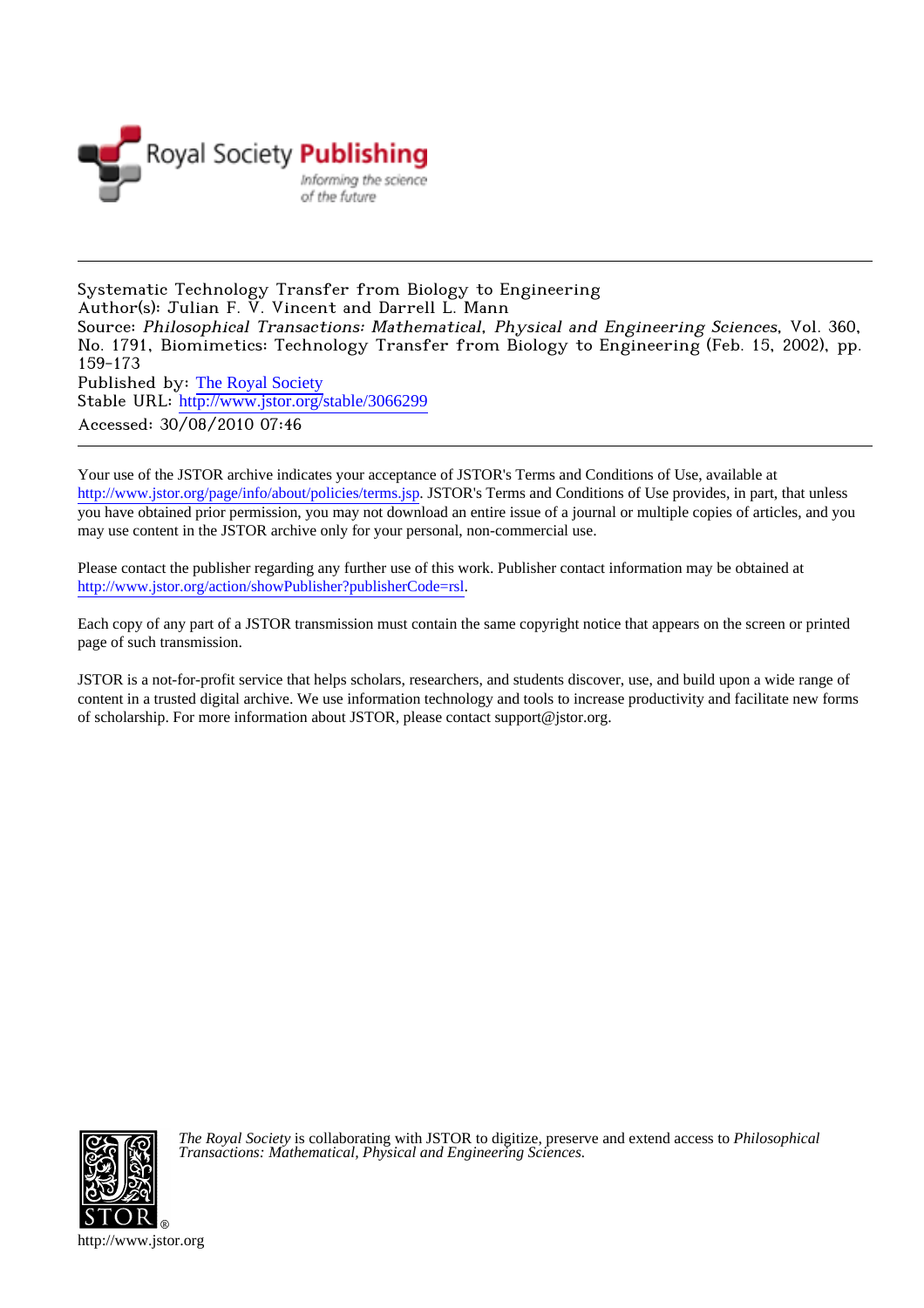Royal Society Publishing

*Informing the science of the future*

---

Systematic Technology Transfer from Biology to Engineering
Author(s): Julian F. V. Vincent and Darrell L. Mann
Source: *Philosophical Transactions: Mathematical, Physical and Engineering Sciences*, Vol. 360, No. 1791, Biomimetics: Technology Transfer from Biology to Engineering (Feb. 15, 2002), pp. 159-173
Published by: The Royal Society
Stable URL: http://www.jstor.org/stable/3066299
Accessed: 30/08/2010 07:46

---

Your use of the JSTOR archive indicates your acceptance of JSTOR's Terms and Conditions of Use, available at http://www.jstor.org/page/info/about/policies/terms.jsp. JSTOR's Terms and Conditions of Use provides, in part, that unless you have obtained prior permission, you may not download an entire issue of a journal or multiple copies of articles, and you may use content in the JSTOR archive only for your personal, non-commercial use.

Please contact the publisher regarding any further use of this work. Publisher contact information may be obtained at http://www.jstor.org/action/showPublisher?publisherCode=rsl.

Each copy of any part of a JSTOR transmission must contain the same copyright notice that appears on the screen or printed page of such transmission.

JSTOR is a not-for-profit service that helps scholars, researchers, and students discover, use, and build upon a wide range of content in a trusted digital archive. We use information technology and tools to increase productivity and facilitate new forms of scholarship. For more information about JSTOR, please contact support@jstor.org.

*The Royal Society* is collaborating with JSTOR to digitize, preserve and extend access to *Philosophical Transactions: Mathematical, Physical and Engineering Sciences.*

http://www.jstor.org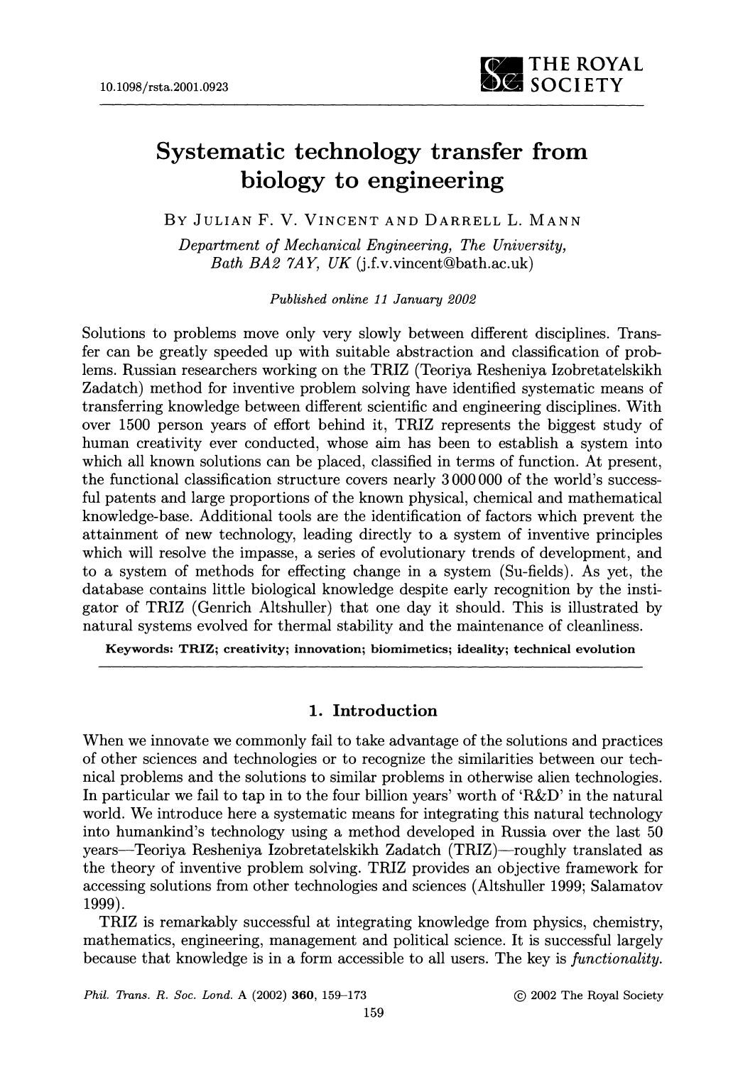# Systematic technology transfer from biology to engineering

By Julian F. V. Vincent and Darrell L. Mann

*Department of Mechanical Engineering, The University, Bath BA2 7AY, UK* (j.f.v.vincent@bath.ac.uk)

*Published online 11 January 2002*

Solutions to problems move only very slowly between different disciplines. Transfer can be greatly speeded up with suitable abstraction and classification of problems. Russian researchers working on the TRIZ (Teoriya Resheniya Izobretatelskikh Zadatch) method for inventive problem solving have identified systematic means of transferring knowledge between different scientific and engineering disciplines. With over 1500 person years of effort behind it, TRIZ represents the biggest study of human creativity ever conducted, whose aim has been to establish a system into which all known solutions can be placed, classified in terms of function. At present, the functional classification structure covers nearly 3 000 000 of the world's successful patents and large proportions of the known physical, chemical and mathematical knowledge-base. Additional tools are the identification of factors which prevent the attainment of new technology, leading directly to a system of inventive principles which will resolve the impasse, a series of evolutionary trends of development, and to a system of methods for effecting change in a system (Su-fields). As yet, the database contains little biological knowledge despite early recognition by the instigator of TRIZ (Genrich Altshuller) that one day it should. This is illustrated by natural systems evolved for thermal stability and the maintenance of cleanliness.

**Keywords: TRIZ; creativity; innovation; biomimetics; ideality; technical evolution**

## 1. Introduction

When we innovate we commonly fail to take advantage of the solutions and practices of other sciences and technologies or to recognize the similarities between our technical problems and the solutions to similar problems in otherwise alien technologies. In particular we fail to tap in to the four billion years' worth of 'R&D' in the natural world. We introduce here a systematic means for integrating this natural technology into humankind's technology using a method developed in Russia over the last 50 years—Teoriya Resheniya Izobretatelskikh Zadatch (TRIZ)—roughly translated as the theory of inventive problem solving. TRIZ provides an objective framework for accessing solutions from other technologies and sciences (Altshuller 1999; Salamatov 1999).

TRIZ is remarkably successful at integrating knowledge from physics, chemistry, mathematics, engineering, management and political science. It is successful largely because that knowledge is in a form accessible to all users. The key is *functionality*.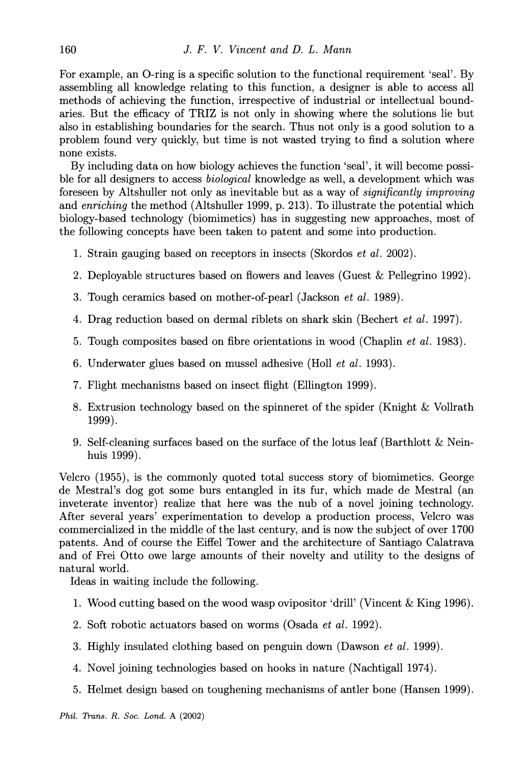For example, an O-ring is a specific solution to the functional requirement 'seal'. By assembling all knowledge relating to this function, a designer is able to access all methods of achieving the function, irrespective of industrial or intellectual boundaries. But the efficacy of TRIZ is not only in showing where the solutions lie but also in establishing boundaries for the search. Thus not only is a good solution to a problem found very quickly, but time is not wasted trying to find a solution where none exists.

By including data on how biology achieves the function 'seal', it will become possible for all designers to access *biological* knowledge as well, a development which was foreseen by Altshuller not only as inevitable but as a way of *significantly improving* and *enriching* the method (Altshuller 1999, p. 213). To illustrate the potential which biology-based technology (biomimetics) has in suggesting new approaches, most of the following concepts have been taken to patent and some into production.

1. Strain gauging based on receptors in insects (Skordos *et al.* 2002).
2. Deployable structures based on flowers and leaves (Guest & Pellegrino 1992).
3. Tough ceramics based on mother-of-pearl (Jackson *et al.* 1989).
4. Drag reduction based on dermal riblets on shark skin (Bechert *et al.* 1997).
5. Tough composites based on fibre orientations in wood (Chaplin *et al.* 1983).
6. Underwater glues based on mussel adhesive (Holl *et al.* 1993).
7. Flight mechanisms based on insect flight (Ellington 1999).
8. Extrusion technology based on the spinneret of the spider (Knight & Vollrath 1999).
9. Self-cleaning surfaces based on the surface of the lotus leaf (Barthlott & Neinhuis 1999).

Velcro (1955), is the commonly quoted total success story of biomimetics. George de Mestral's dog got some burs entangled in its fur, which made de Mestral (an inveterate inventor) realize that here was the nub of a novel joining technology. After several years' experimentation to develop a production process, Velcro was commercialized in the middle of the last century, and is now the subject of over 1700 patents. And of course the Eiffel Tower and the architecture of Santiago Calatrava and of Frei Otto owe large amounts of their novelty and utility to the designs of natural world.

Ideas in waiting include the following.

1. Wood cutting based on the wood wasp ovipositor 'drill' (Vincent & King 1996).
2. Soft robotic actuators based on worms (Osada *et al.* 1992).
3. Highly insulated clothing based on penguin down (Dawson *et al.* 1999).
4. Novel joining technologies based on hooks in nature (Nachtigall 1974).
5. Helmet design based on toughening mechanisms of antler bone (Hansen 1999).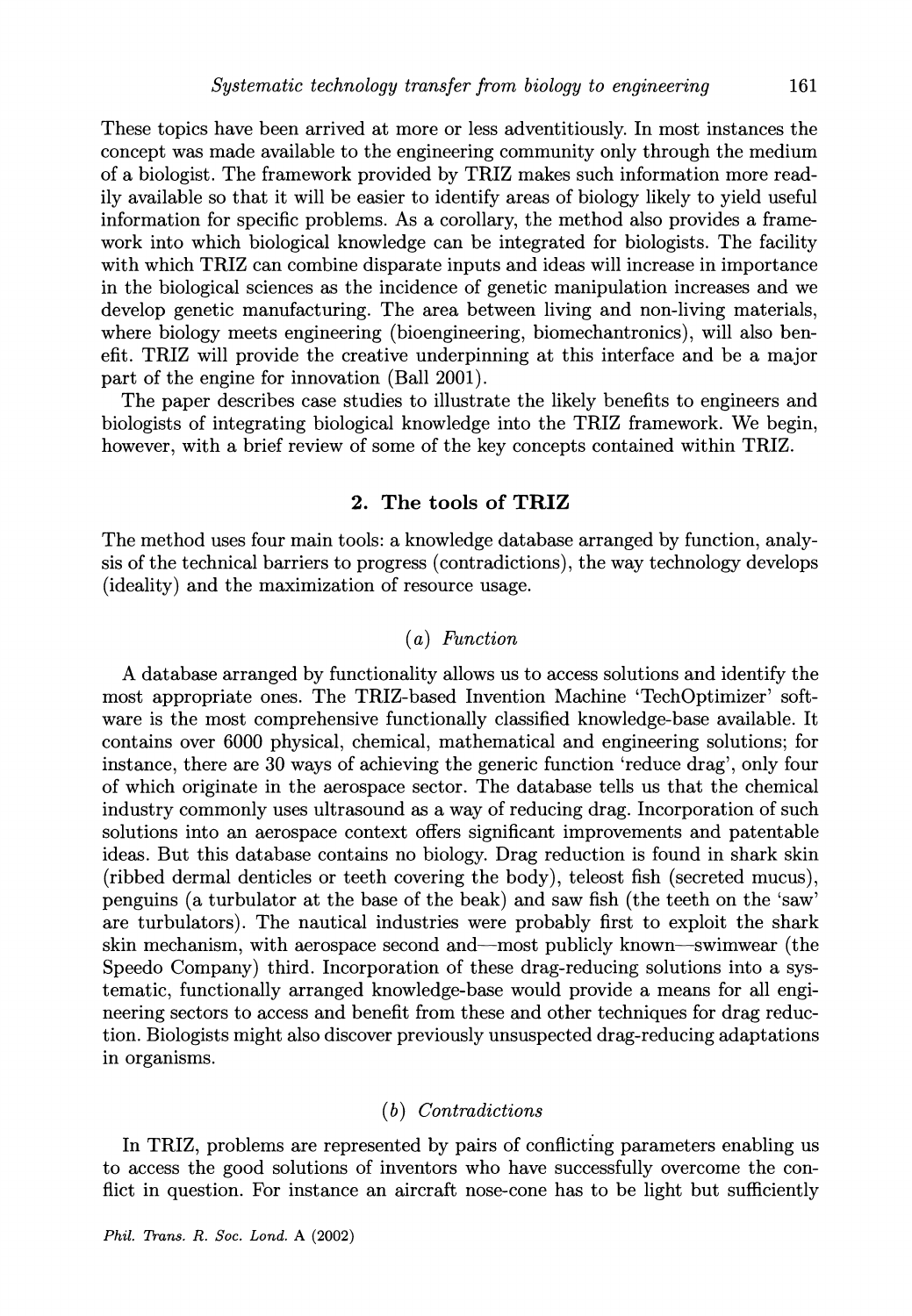These topics have been arrived at more or less adventitiously. In most instances the concept was made available to the engineering community only through the medium of a biologist. The framework provided by TRIZ makes such information more readily available so that it will be easier to identify areas of biology likely to yield useful information for specific problems. As a corollary, the method also provides a framework into which biological knowledge can be integrated for biologists. The facility with which TRIZ can combine disparate inputs and ideas will increase in importance in the biological sciences as the incidence of genetic manipulation increases and we develop genetic manufacturing. The area between living and non-living materials, where biology meets engineering (bioengineering, biomechantronics), will also benefit. TRIZ will provide the creative underpinning at this interface and be a major part of the engine for innovation (Ball 2001).

The paper describes case studies to illustrate the likely benefits to engineers and biologists of integrating biological knowledge into the TRIZ framework. We begin, however, with a brief review of some of the key concepts contained within TRIZ.

## 2. The tools of TRIZ

The method uses four main tools: a knowledge database arranged by function, analysis of the technical barriers to progress (contradictions), the way technology develops (ideality) and the maximization of resource usage.

### (a) Function

A database arranged by functionality allows us to access solutions and identify the most appropriate ones. The TRIZ-based Invention Machine 'TechOptimizer' software is the most comprehensive functionally classified knowledge-base available. It contains over 6000 physical, chemical, mathematical and engineering solutions; for instance, there are 30 ways of achieving the generic function 'reduce drag', only four of which originate in the aerospace sector. The database tells us that the chemical industry commonly uses ultrasound as a way of reducing drag. Incorporation of such solutions into an aerospace context offers significant improvements and patentable ideas. But this database contains no biology. Drag reduction is found in shark skin (ribbed dermal denticles or teeth covering the body), teleost fish (secreted mucus), penguins (a turbulator at the base of the beak) and saw fish (the teeth on the 'saw' are turbulators). The nautical industries were probably first to exploit the shark skin mechanism, with aerospace second and—most publicly known—swimwear (the Speedo Company) third. Incorporation of these drag-reducing solutions into a systematic, functionally arranged knowledge-base would provide a means for all engineering sectors to access and benefit from these and other techniques for drag reduction. Biologists might also discover previously unsuspected drag-reducing adaptations in organisms.

### (b) Contradictions

In TRIZ, problems are represented by pairs of conflicting parameters enabling us to access the good solutions of inventors who have successfully overcome the conflict in question. For instance an aircraft nose-cone has to be light but sufficiently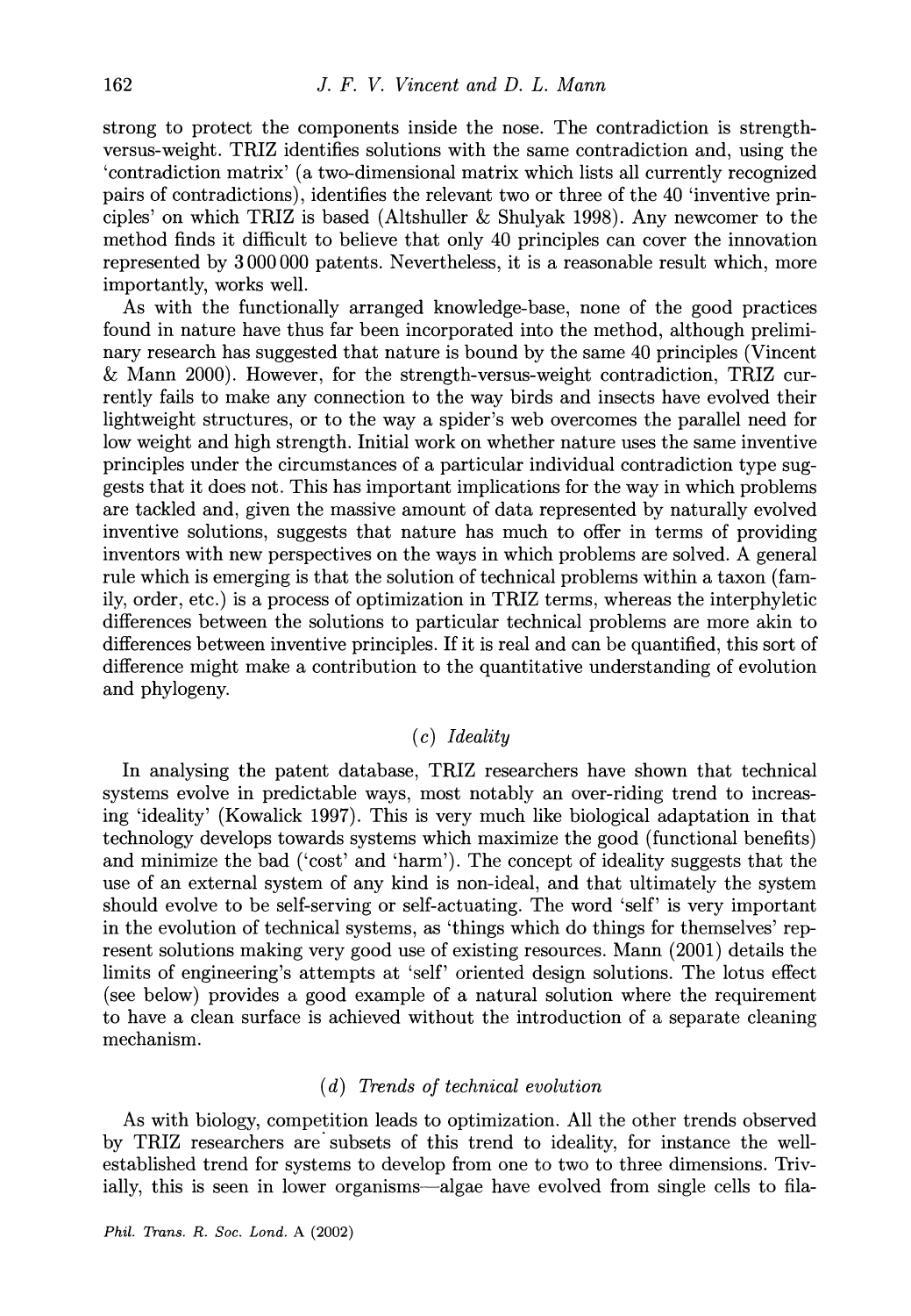strong to protect the components inside the nose. The contradiction is strength-versus-weight. TRIZ identifies solutions with the same contradiction and, using the 'contradiction matrix' (a two-dimensional matrix which lists all currently recognized pairs of contradictions), identifies the relevant two or three of the 40 'inventive principles' on which TRIZ is based (Altshuller & Shulyak 1998). Any newcomer to the method finds it difficult to believe that only 40 principles can cover the innovation represented by 3 000 000 patents. Nevertheless, it is a reasonable result which, more importantly, works well.

As with the functionally arranged knowledge-base, none of the good practices found in nature have thus far been incorporated into the method, although preliminary research has suggested that nature is bound by the same 40 principles (Vincent & Mann 2000). However, for the strength-versus-weight contradiction, TRIZ currently fails to make any connection to the way birds and insects have evolved their lightweight structures, or to the way a spider's web overcomes the parallel need for low weight and high strength. Initial work on whether nature uses the same inventive principles under the circumstances of a particular individual contradiction type suggests that it does not. This has important implications for the way in which problems are tackled and, given the massive amount of data represented by naturally evolved inventive solutions, suggests that nature has much to offer in terms of providing inventors with new perspectives on the ways in which problems are solved. A general rule which is emerging is that the solution of technical problems within a taxon (family, order, etc.) is a process of optimization in TRIZ terms, whereas the interphyletic differences between the solutions to particular technical problems are more akin to differences between inventive principles. If it is real and can be quantified, this sort of difference might make a contribution to the quantitative understanding of evolution and phylogeny.

### (c) *Ideality*

In analysing the patent database, TRIZ researchers have shown that technical systems evolve in predictable ways, most notably an over-riding trend to increasing 'ideality' (Kowalick 1997). This is very much like biological adaptation in that technology develops towards systems which maximize the good (functional benefits) and minimize the bad ('cost' and 'harm'). The concept of ideality suggests that the use of an external system of any kind is non-ideal, and that ultimately the system should evolve to be self-serving or self-actuating. The word 'self' is very important in the evolution of technical systems, as 'things which do things for themselves' represent solutions making very good use of existing resources. Mann (2001) details the limits of engineering's attempts at 'self' oriented design solutions. The lotus effect (see below) provides a good example of a natural solution where the requirement to have a clean surface is achieved without the introduction of a separate cleaning mechanism.

### (d) *Trends of technical evolution*

As with biology, competition leads to optimization. All the other trends observed by TRIZ researchers are subsets of this trend to ideality, for instance the well-established trend for systems to develop from one to two to three dimensions. Trivially, this is seen in lower organisms—algae have evolved from single cells to fila-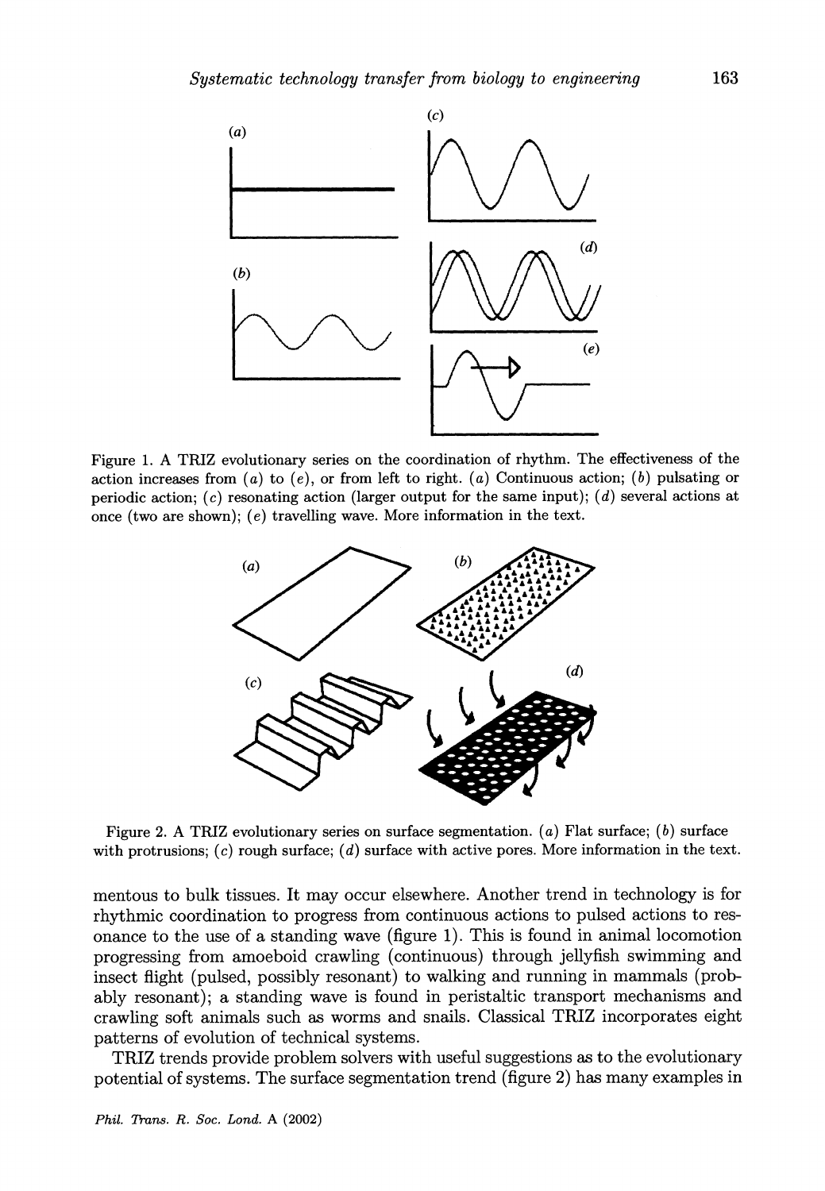Figure 1. A TRIZ evolutionary series on the coordination of rhythm. The effectiveness of the action increases from (*a*) to (*e*), or from left to right. (*a*) Continuous action; (*b*) pulsating or periodic action; (*c*) resonating action (larger output for the same input); (*d*) several actions at once (two are shown); (*e*) travelling wave. More information in the text.

Figure 2. A TRIZ evolutionary series on surface segmentation. (*a*) Flat surface; (*b*) surface with protrusions; (*c*) rough surface; (*d*) surface with active pores. More information in the text.

mentous to bulk tissues. It may occur elsewhere. Another trend in technology is for rhythmic coordination to progress from continuous actions to pulsed actions to resonance to the use of a standing wave (figure 1). This is found in animal locomotion progressing from amoeboid crawling (continuous) through jellyfish swimming and insect flight (pulsed, possibly resonant) to walking and running in mammals (probably resonant); a standing wave is found in peristaltic transport mechanisms and crawling soft animals such as worms and snails. Classical TRIZ incorporates eight patterns of evolution of technical systems.

TRIZ trends provide problem solvers with useful suggestions as to the evolutionary potential of systems. The surface segmentation trend (figure 2) has many examples in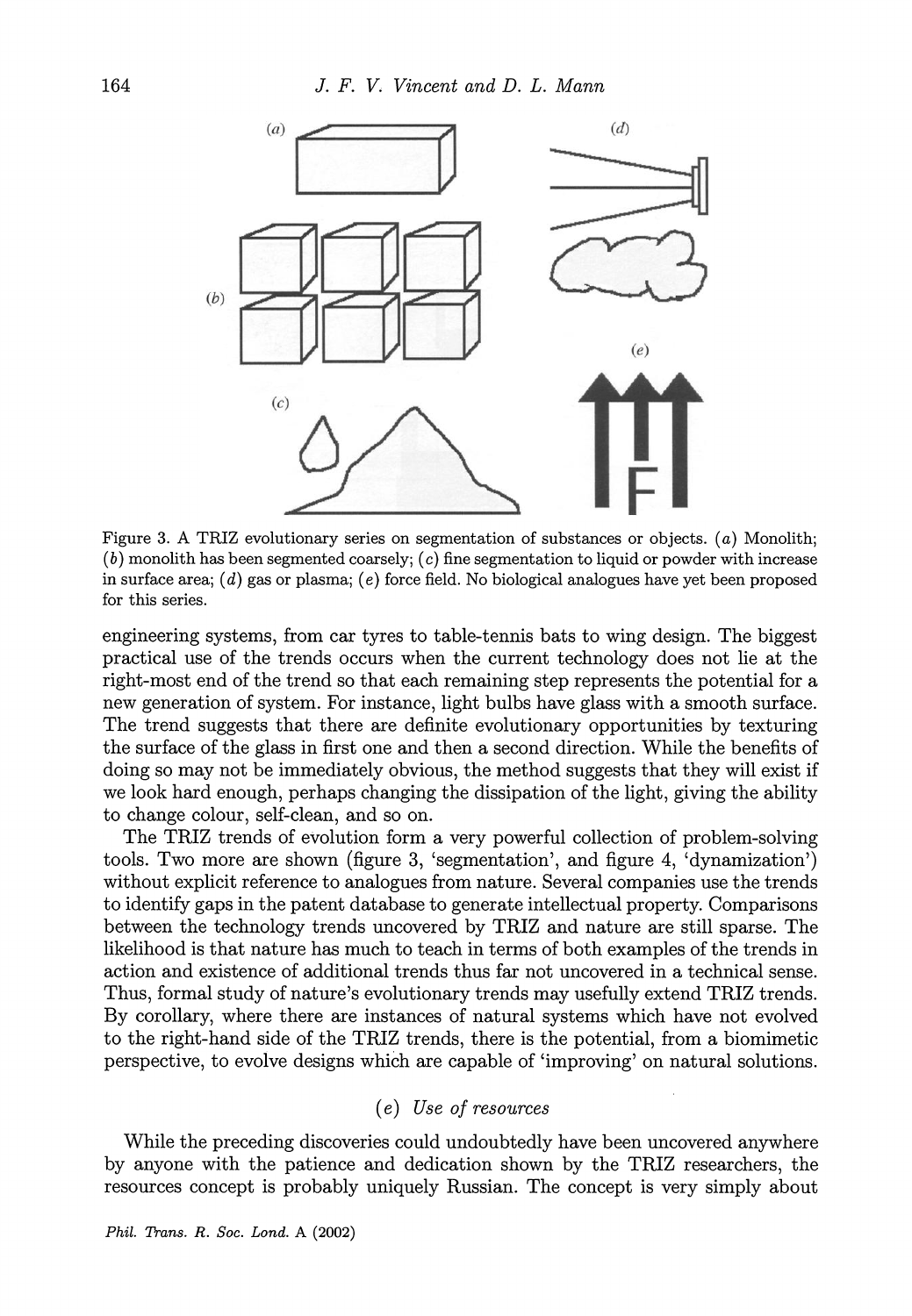(a)

(b)

(c)

(d)

(e)

F

Figure 3. A TRIZ evolutionary series on segmentation of substances or objects. (*a*) Monolith; (*b*) monolith has been segmented coarsely; (*c*) fine segmentation to liquid or powder with increase in surface area; (*d*) gas or plasma; (*e*) force field. No biological analogues have yet been proposed for this series.

engineering systems, from car tyres to table-tennis bats to wing design. The biggest practical use of the trends occurs when the current technology does not lie at the right-most end of the trend so that each remaining step represents the potential for a new generation of system. For instance, light bulbs have glass with a smooth surface. The trend suggests that there are definite evolutionary opportunities by texturing the surface of the glass in first one and then a second direction. While the benefits of doing so may not be immediately obvious, the method suggests that they will exist if we look hard enough, perhaps changing the dissipation of the light, giving the ability to change colour, self-clean, and so on.

The TRIZ trends of evolution form a very powerful collection of problem-solving tools. Two more are shown (figure 3, 'segmentation', and figure 4, 'dynamization') without explicit reference to analogues from nature. Several companies use the trends to identify gaps in the patent database to generate intellectual property. Comparisons between the technology trends uncovered by TRIZ and nature are still sparse. The likelihood is that nature has much to teach in terms of both examples of the trends in action and existence of additional trends thus far not uncovered in a technical sense. Thus, formal study of nature's evolutionary trends may usefully extend TRIZ trends. By corollary, where there are instances of natural systems which have not evolved to the right-hand side of the TRIZ trends, there is the potential, from a biomimetic perspective, to evolve designs which are capable of 'improving' on natural solutions.

### (*e*) *Use of resources*

While the preceding discoveries could undoubtedly have been uncovered anywhere by anyone with the patience and dedication shown by the TRIZ researchers, the resources concept is probably uniquely Russian. The concept is very simply about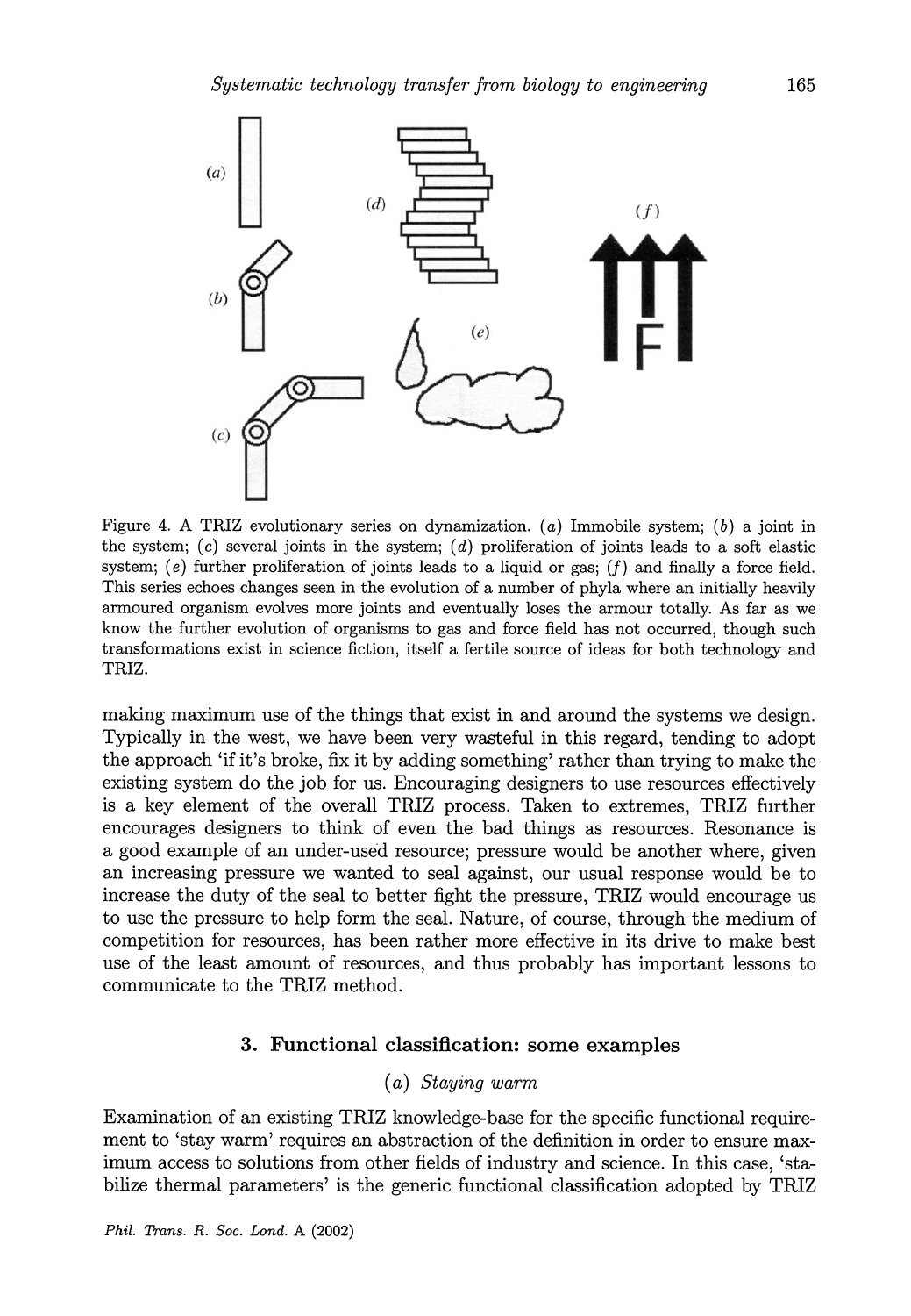(a)

(b)

(c)

(d)

(e)

(f)

F

Figure 4. A TRIZ evolutionary series on dynamization. (*a*) Immobile system; (*b*) a joint in the system; (*c*) several joints in the system; (*d*) proliferation of joints leads to a soft elastic system; (*e*) further proliferation of joints leads to a liquid or gas; (*f*) and finally a force field. This series echoes changes seen in the evolution of a number of phyla where an initially heavily armoured organism evolves more joints and eventually loses the armour totally. As far as we know the further evolution of organisms to gas and force field has not occurred, though such transformations exist in science fiction, itself a fertile source of ideas for both technology and TRIZ.

making maximum use of the things that exist in and around the systems we design. Typically in the west, we have been very wasteful in this regard, tending to adopt the approach 'if it's broke, fix it by adding something' rather than trying to make the existing system do the job for us. Encouraging designers to use resources effectively is a key element of the overall TRIZ process. Taken to extremes, TRIZ further encourages designers to think of even the bad things as resources. Resonance is a good example of an under-used resource; pressure would be another where, given an increasing pressure we wanted to seal against, our usual response would be to increase the duty of the seal to better fight the pressure, TRIZ would encourage us to use the pressure to help form the seal. Nature, of course, through the medium of competition for resources, has been rather more effective in its drive to make best use of the least amount of resources, and thus probably has important lessons to communicate to the TRIZ method.

## 3. Functional classification: some examples

### (*a*) *Staying warm*

Examination of an existing TRIZ knowledge-base for the specific functional requirement to 'stay warm' requires an abstraction of the definition in order to ensure maximum access to solutions from other fields of industry and science. In this case, 'stabilize thermal parameters' is the generic functional classification adopted by TRIZ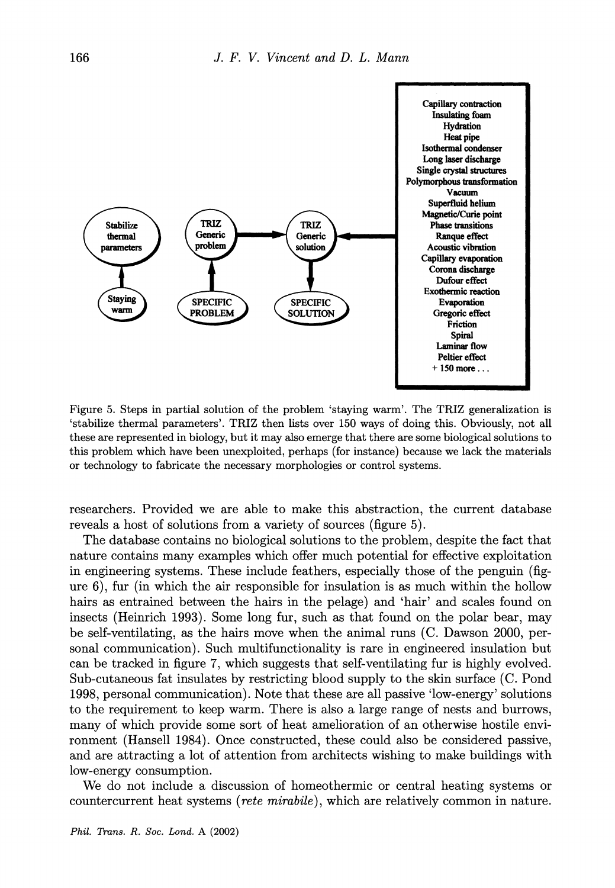Capillary contraction
Insulating foam
Hydration
Heat pipe
Isothermal condenser
Long laser discharge
Single crystal structures
Polymorphous transformation
Vacuum
Superfluid helium
Magnetic/Curie point
Phase transitions
Ranque effect
Acoustic vibration
Capillary evaporation
Corona discharge
Dufour effect
Exothermic reaction
Evaporation
Gregoric effect
Friction
Spiral
Laminar flow
Peltier effect
+ 150 more . . .

Stabilize thermal parameters — Staying warm — TRIZ Generic problem — SPECIFIC PROBLEM — TRIZ Generic solution — SPECIFIC SOLUTION

Figure 5. Steps in partial solution of the problem 'staying warm'. The TRIZ generalization is 'stabilize thermal parameters'. TRIZ then lists over 150 ways of doing this. Obviously, not all these are represented in biology, but it may also emerge that there are some biological solutions to this problem which have been unexploited, perhaps (for instance) because we lack the materials or technology to fabricate the necessary morphologies or control systems.

researchers. Provided we are able to make this abstraction, the current database reveals a host of solutions from a variety of sources (figure 5).

The database contains no biological solutions to the problem, despite the fact that nature contains many examples which offer much potential for effective exploitation in engineering systems. These include feathers, especially those of the penguin (figure 6), fur (in which the air responsible for insulation is as much within the hollow hairs as entrained between the hairs in the pelage) and 'hair' and scales found on insects (Heinrich 1993). Some long fur, such as that found on the polar bear, may be self-ventilating, as the hairs move when the animal runs (C. Dawson 2000, personal communication). Such multifunctionality is rare in engineered insulation but can be tracked in figure 7, which suggests that self-ventilating fur is highly evolved. Sub-cutaneous fat insulates by restricting blood supply to the skin surface (C. Pond 1998, personal communication). Note that these are all passive 'low-energy' solutions to the requirement to keep warm. There is also a large range of nests and burrows, many of which provide some sort of heat amelioration of an otherwise hostile environment (Hansell 1984). Once constructed, these could also be considered passive, and are attracting a lot of attention from architects wishing to make buildings with low-energy consumption.

We do not include a discussion of homeothermic or central heating systems or countercurrent heat systems (*rete mirabile*), which are relatively common in nature.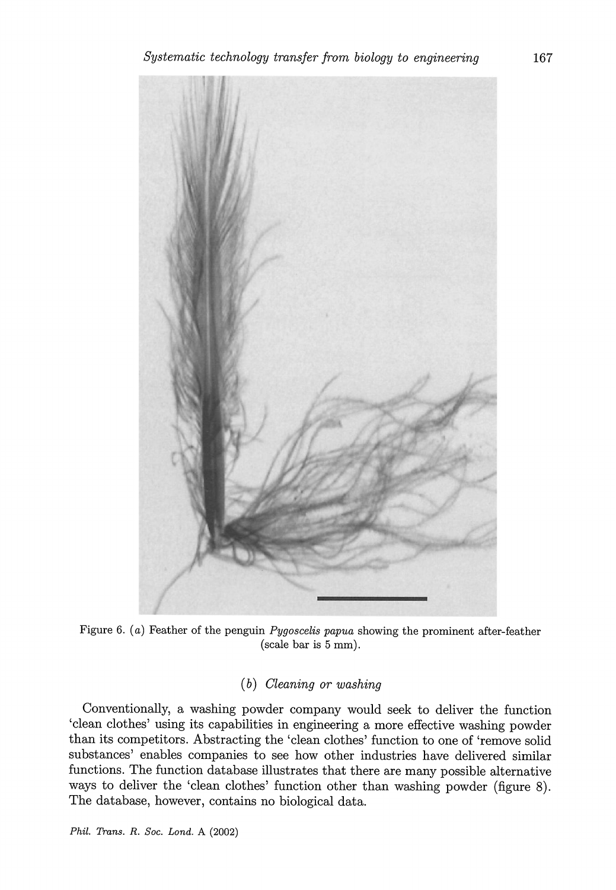Figure 6. (*a*) Feather of the penguin *Pygoscelis papua* showing the prominent after-feather (scale bar is 5 mm).

### (*b*) *Cleaning or washing*

Conventionally, a washing powder company would seek to deliver the function 'clean clothes' using its capabilities in engineering a more effective washing powder than its competitors. Abstracting the 'clean clothes' function to one of 'remove solid substances' enables companies to see how other industries have delivered similar functions. The function database illustrates that there are many possible alternative ways to deliver the 'clean clothes' function other than washing powder (figure 8). The database, however, contains no biological data.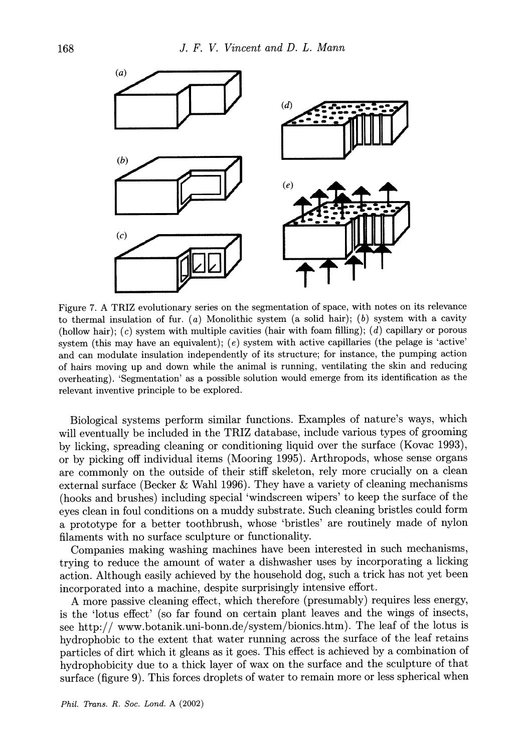(a)

(b)

(c)

(d)

(e)

Figure 7. A TRIZ evolutionary series on the segmentation of space, with notes on its relevance to thermal insulation of fur. (*a*) Monolithic system (a solid hair); (*b*) system with a cavity (hollow hair); (*c*) system with multiple cavities (hair with foam filling); (*d*) capillary or porous system (this may have an equivalent); (*e*) system with active capillaries (the pelage is 'active' and can modulate insulation independently of its structure; for instance, the pumping action of hairs moving up and down while the animal is running, ventilating the skin and reducing overheating). 'Segmentation' as a possible solution would emerge from its identification as the relevant inventive principle to be explored.

Biological systems perform similar functions. Examples of nature's ways, which will eventually be included in the TRIZ database, include various types of grooming by licking, spreading cleaning or conditioning liquid over the surface (Kovac 1993), or by picking off individual items (Mooring 1995). Arthropods, whose sense organs are commonly on the outside of their stiff skeleton, rely more crucially on a clean external surface (Becker & Wahl 1996). They have a variety of cleaning mechanisms (hooks and brushes) including special 'windscreen wipers' to keep the surface of the eyes clean in foul conditions on a muddy substrate. Such cleaning bristles could form a prototype for a better toothbrush, whose 'bristles' are routinely made of nylon filaments with no surface sculpture or functionality.

Companies making washing machines have been interested in such mechanisms, trying to reduce the amount of water a dishwasher uses by incorporating a licking action. Although easily achieved by the household dog, such a trick has not yet been incorporated into a machine, despite surprisingly intensive effort.

A more passive cleaning effect, which therefore (presumably) requires less energy, is the 'lotus effect' (so far found on certain plant leaves and the wings of insects, see http:// www.botanik.uni-bonn.de/system/bionics.htm). The leaf of the lotus is hydrophobic to the extent that water running across the surface of the leaf retains particles of dirt which it gleans as it goes. This effect is achieved by a combination of hydrophobicity due to a thick layer of wax on the surface and the sculpture of that surface (figure 9). This forces droplets of water to remain more or less spherical when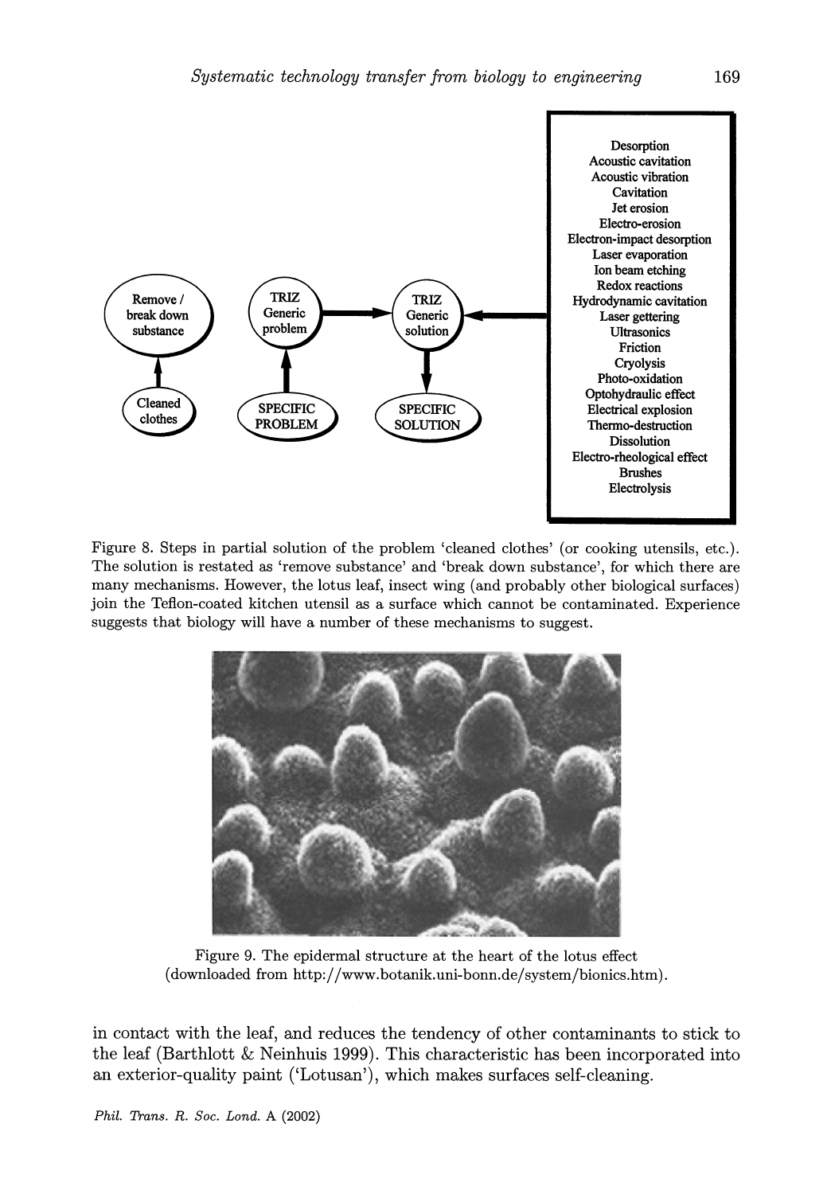Figure 8. Steps in partial solution of the problem 'cleaned clothes' (or cooking utensils, etc.). The solution is restated as 'remove substance' and 'break down substance', for which there are many mechanisms. However, the lotus leaf, insect wing (and probably other biological surfaces) join the Teflon-coated kitchen utensil as a surface which cannot be contaminated. Experience suggests that biology will have a number of these mechanisms to suggest.

Figure 9. The epidermal structure at the heart of the lotus effect (downloaded from http://www.botanik.uni-bonn.de/system/bionics.htm).

in contact with the leaf, and reduces the tendency of other contaminants to stick to the leaf (Barthlott & Neinhuis 1999). This characteristic has been incorporated into an exterior-quality paint ('Lotusan'), which makes surfaces self-cleaning.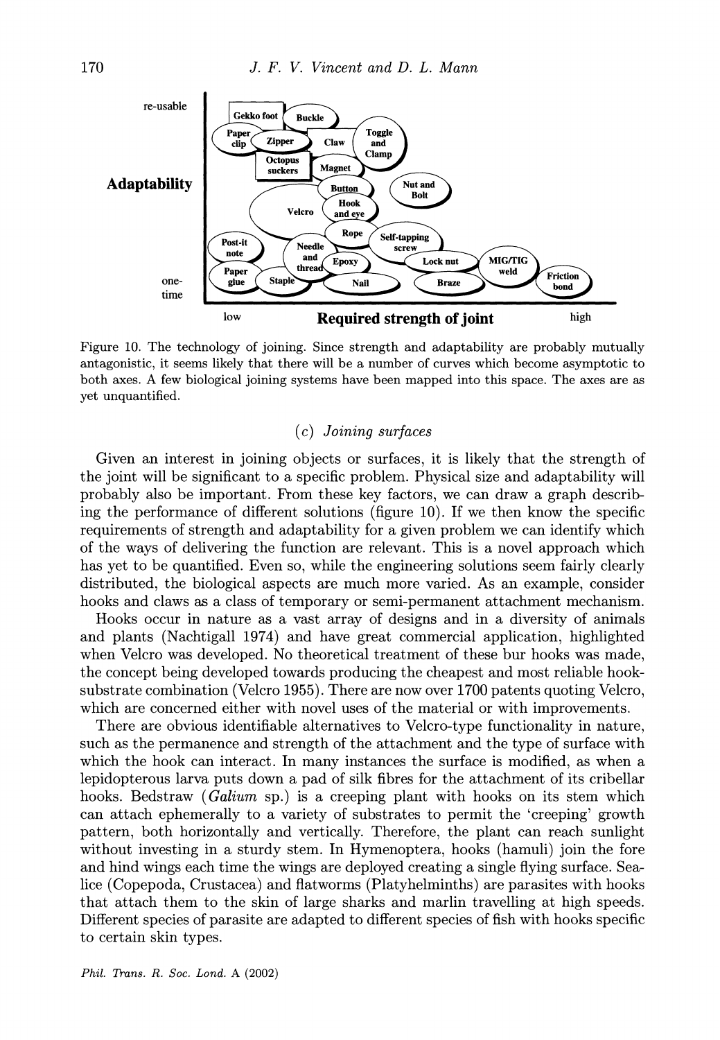Figure 10. The technology of joining. Since strength and adaptability are probably mutually antagonistic, it seems likely that there will be a number of curves which become asymptotic to both axes. A few biological joining systems have been mapped into this space. The axes are as yet unquantified.

### (c) *Joining surfaces*

Given an interest in joining objects or surfaces, it is likely that the strength of the joint will be significant to a specific problem. Physical size and adaptability will probably also be important. From these key factors, we can draw a graph describing the performance of different solutions (figure 10). If we then know the specific requirements of strength and adaptability for a given problem we can identify which of the ways of delivering the function are relevant. This is a novel approach which has yet to be quantified. Even so, while the engineering solutions seem fairly clearly distributed, the biological aspects are much more varied. As an example, consider hooks and claws as a class of temporary or semi-permanent attachment mechanism.

Hooks occur in nature as a vast array of designs and in a diversity of animals and plants (Nachtigall 1974) and have great commercial application, highlighted when Velcro was developed. No theoretical treatment of these bur hooks was made, the concept being developed towards producing the cheapest and most reliable hook-substrate combination (Velcro 1955). There are now over 1700 patents quoting Velcro, which are concerned either with novel uses of the material or with improvements.

There are obvious identifiable alternatives to Velcro-type functionality in nature, such as the permanence and strength of the attachment and the type of surface with which the hook can interact. In many instances the surface is modified, as when a lepidopterous larva puts down a pad of silk fibres for the attachment of its cribellar hooks. Bedstraw (*Galium* sp.) is a creeping plant with hooks on its stem which can attach ephemerally to a variety of substrates to permit the 'creeping' growth pattern, both horizontally and vertically. Therefore, the plant can reach sunlight without investing in a sturdy stem. In Hymenoptera, hooks (hamuli) join the fore and hind wings each time the wings are deployed creating a single flying surface. Sea-lice (Copepoda, Crustacea) and flatworms (Platyhelminths) are parasites with hooks that attach them to the skin of large sharks and marlin travelling at high speeds. Different species of parasite are adapted to different species of fish with hooks specific to certain skin types.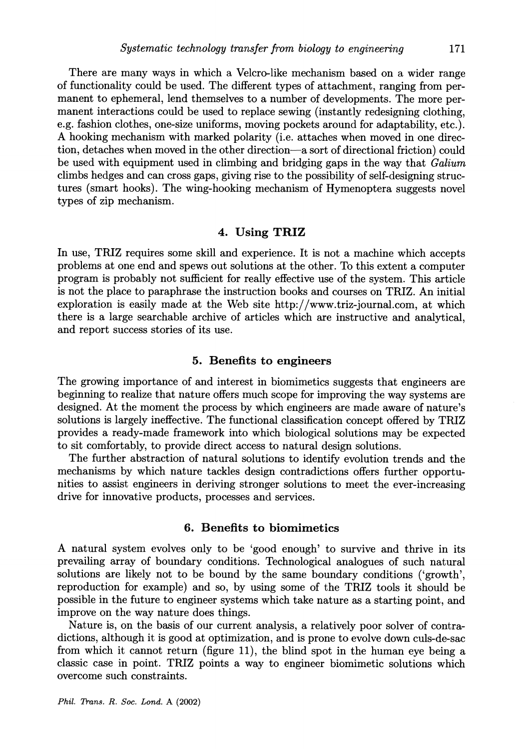There are many ways in which a Velcro-like mechanism based on a wider range of functionality could be used. The different types of attachment, ranging from permanent to ephemeral, lend themselves to a number of developments. The more permanent interactions could be used to replace sewing (instantly redesigning clothing, e.g. fashion clothes, one-size uniforms, moving pockets around for adaptability, etc.). A hooking mechanism with marked polarity (i.e. attaches when moved in one direction, detaches when moved in the other direction—a sort of directional friction) could be used with equipment used in climbing and bridging gaps in the way that *Galium* climbs hedges and can cross gaps, giving rise to the possibility of self-designing structures (smart hooks). The wing-hooking mechanism of Hymenoptera suggests novel types of zip mechanism.

## 4. Using TRIZ

In use, TRIZ requires some skill and experience. It is not a machine which accepts problems at one end and spews out solutions at the other. To this extent a computer program is probably not sufficient for really effective use of the system. This article is not the place to paraphrase the instruction books and courses on TRIZ. An initial exploration is easily made at the Web site http://www.triz-journal.com, at which there is a large searchable archive of articles which are instructive and analytical, and report success stories of its use.

## 5. Benefits to engineers

The growing importance of and interest in biomimetics suggests that engineers are beginning to realize that nature offers much scope for improving the way systems are designed. At the moment the process by which engineers are made aware of nature's solutions is largely ineffective. The functional classification concept offered by TRIZ provides a ready-made framework into which biological solutions may be expected to sit comfortably, to provide direct access to natural design solutions.

The further abstraction of natural solutions to identify evolution trends and the mechanisms by which nature tackles design contradictions offers further opportunities to assist engineers in deriving stronger solutions to meet the ever-increasing drive for innovative products, processes and services.

## 6. Benefits to biomimetics

A natural system evolves only to be 'good enough' to survive and thrive in its prevailing array of boundary conditions. Technological analogues of such natural solutions are likely not to be bound by the same boundary conditions ('growth', reproduction for example) and so, by using some of the TRIZ tools it should be possible in the future to engineer systems which take nature as a starting point, and improve on the way nature does things.

Nature is, on the basis of our current analysis, a relatively poor solver of contradictions, although it is good at optimization, and is prone to evolve down culs-de-sac from which it cannot return (figure 11), the blind spot in the human eye being a classic case in point. TRIZ points a way to engineer biomimetic solutions which overcome such constraints.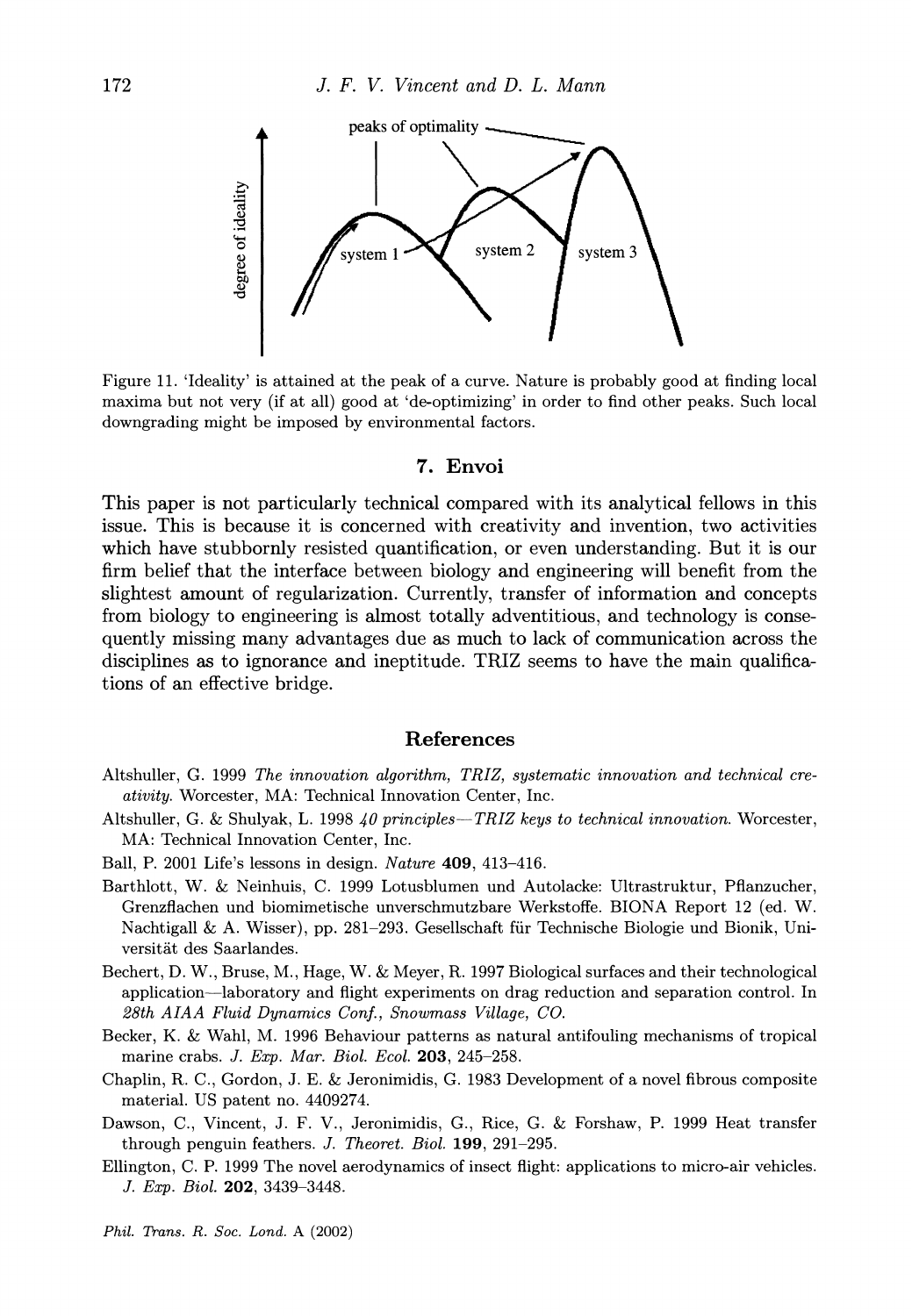Figure 11. 'Ideality' is attained at the peak of a curve. Nature is probably good at finding local maxima but not very (if at all) good at 'de-optimizing' in order to find other peaks. Such local downgrading might be imposed by environmental factors.

## 7. Envoi

This paper is not particularly technical compared with its analytical fellows in this issue. This is because it is concerned with creativity and invention, two activities which have stubbornly resisted quantification, or even understanding. But it is our firm belief that the interface between biology and engineering will benefit from the slightest amount of regularization. Currently, transfer of information and concepts from biology to engineering is almost totally adventitious, and technology is consequently missing many advantages due as much to lack of communication across the disciplines as to ignorance and ineptitude. TRIZ seems to have the main qualifications of an effective bridge.

## References

Altshuller, G. 1999 *The innovation algorithm, TRIZ, systematic innovation and technical creativity.* Worcester, MA: Technical Innovation Center, Inc.

Altshuller, G. & Shulyak, L. 1998 *40 principles—TRIZ keys to technical innovation.* Worcester, MA: Technical Innovation Center, Inc.

Ball, P. 2001 Life's lessons in design. *Nature* **409**, 413–416.

Barthlott, W. & Neinhuis, C. 1999 Lotusblumen und Autolacke: Ultrastruktur, Pflanzucher, Grenzflachen und biomimetische unverschmutzbare Werkstoffe. BIONA Report 12 (ed. W. Nachtigall & A. Wisser), pp. 281–293. Gesellschaft für Technische Biologie und Bionik, Universität des Saarlandes.

Bechert, D. W., Bruse, M., Hage, W. & Meyer, R. 1997 Biological surfaces and their technological application—laboratory and flight experiments on drag reduction and separation control. In *28th AIAA Fluid Dynamics Conf., Snowmass Village, CO.*

Becker, K. & Wahl, M. 1996 Behaviour patterns as natural antifouling mechanisms of tropical marine crabs. *J. Exp. Mar. Biol. Ecol.* **203**, 245–258.

Chaplin, R. C., Gordon, J. E. & Jeronimidis, G. 1983 Development of a novel fibrous composite material. US patent no. 4409274.

Dawson, C., Vincent, J. F. V., Jeronimidis, G., Rice, G. & Forshaw, P. 1999 Heat transfer through penguin feathers. *J. Theoret. Biol.* **199**, 291–295.

Ellington, C. P. 1999 The novel aerodynamics of insect flight: applications to micro-air vehicles. *J. Exp. Biol.* **202**, 3439–3448.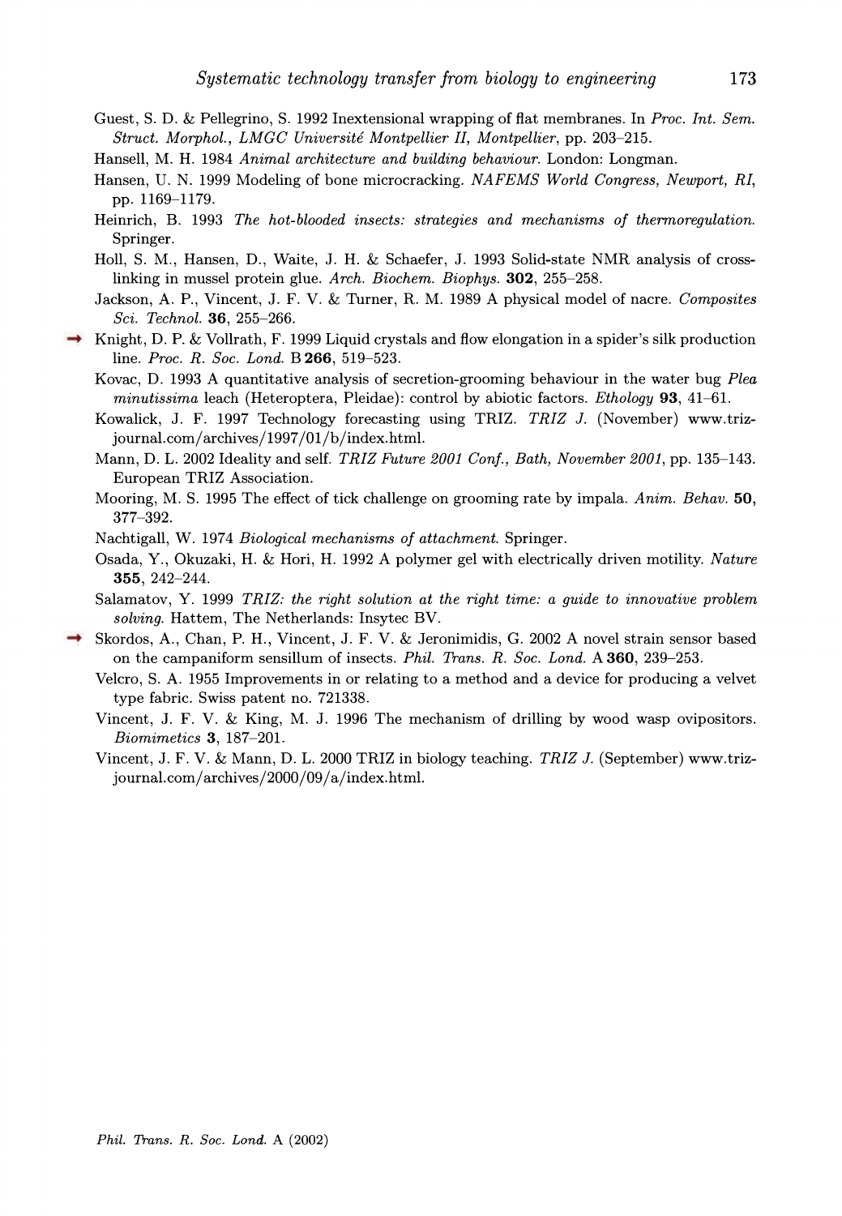Guest, S. D. & Pellegrino, S. 1992 Inextensional wrapping of flat membranes. In *Proc. Int. Sem. Struct. Morphol., LMGC Université Montpellier II, Montpellier*, pp. 203–215.

Hansell, M. H. 1984 *Animal architecture and building behaviour.* London: Longman.

Hansen, U. N. 1999 Modeling of bone microcracking. *NAFEMS World Congress, Newport, RI*, pp. 1169–1179.

Heinrich, B. 1993 *The hot-blooded insects: strategies and mechanisms of thermoregulation.* Springer.

Holl, S. M., Hansen, D., Waite, J. H. & Schaefer, J. 1993 Solid-state NMR analysis of cross-linking in mussel protein glue. *Arch. Biochem. Biophys.* **302**, 255–258.

Jackson, A. P., Vincent, J. F. V. & Turner, R. M. 1989 A physical model of nacre. *Composites Sci. Technol.* **36**, 255–266.

Knight, D. P. & Vollrath, F. 1999 Liquid crystals and flow elongation in a spider's silk production line. *Proc. R. Soc. Lond.* B **266**, 519–523.

Kovac, D. 1993 A quantitative analysis of secretion-grooming behaviour in the water bug *Plea minutissima* leach (Heteroptera, Pleidae): control by abiotic factors. *Ethology* **93**, 41–61.

Kowalick, J. F. 1997 Technology forecasting using TRIZ. *TRIZ J.* (November) www.triz-journal.com/archives/1997/01/b/index.html.

Mann, D. L. 2002 Ideality and self. *TRIZ Future 2001 Conf., Bath, November 2001*, pp. 135–143. European TRIZ Association.

Mooring, M. S. 1995 The effect of tick challenge on grooming rate by impala. *Anim. Behav.* **50**, 377–392.

Nachtigall, W. 1974 *Biological mechanisms of attachment.* Springer.

Osada, Y., Okuzaki, H. & Hori, H. 1992 A polymer gel with electrically driven motility. *Nature* **355**, 242–244.

Salamatov, Y. 1999 *TRIZ: the right solution at the right time: a guide to innovative problem solving.* Hattem, The Netherlands: Insytec BV.

Skordos, A., Chan, P. H., Vincent, J. F. V. & Jeronimidis, G. 2002 A novel strain sensor based on the campaniform sensillum of insects. *Phil. Trans. R. Soc. Lond.* A **360**, 239–253.

Velcro, S. A. 1955 Improvements in or relating to a method and a device for producing a velvet type fabric. Swiss patent no. 721338.

Vincent, J. F. V. & King, M. J. 1996 The mechanism of drilling by wood wasp ovipositors. *Biomimetics* **3**, 187–201.

Vincent, J. F. V. & Mann, D. L. 2000 TRIZ in biology teaching. *TRIZ J.* (September) www.triz-journal.com/archives/2000/09/a/index.html.